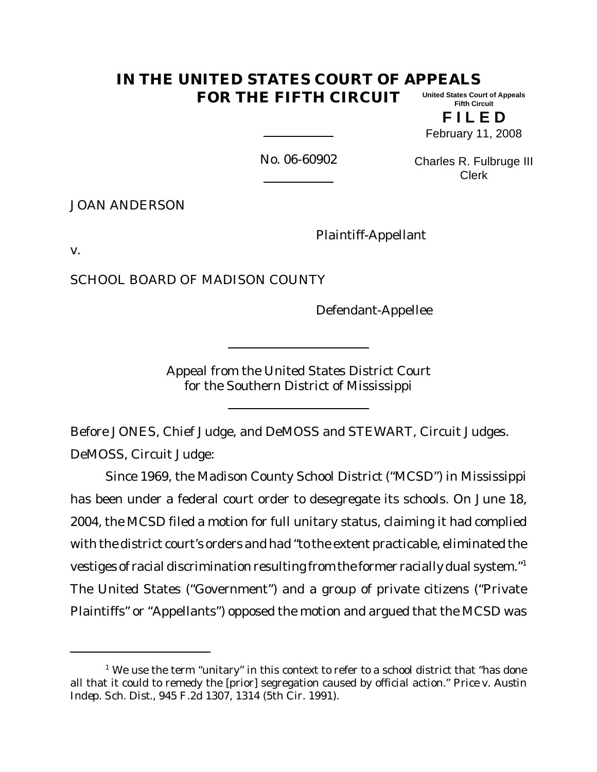# IN THE UNITED STATES COURT OF APPEALS FOR THE FIFTH CIRCUIT

United States Court of Appeals
Fifth Circuit

**F I L E D**

February 11, 2008

Charles R. Fulbruge III
Clerk

No. 06-60902

JOAN ANDERSON

Plaintiff-Appellant

v.

SCHOOL BOARD OF MADISON COUNTY

Defendant-Appellee

Appeal from the United States District Court
for the Southern District of Mississippi

Before JONES, Chief Judge, and DeMOSS and STEWART, Circuit Judges.

DeMOSS, Circuit Judge:

Since 1969, the Madison County School District ("MCSD") in Mississippi has been under a federal court order to desegregate its schools. On June 18, 2004, the MCSD filed a motion for full unitary status, claiming it had complied with the district court's orders and had "to the extent practicable, eliminated the vestiges of racial discrimination resulting from the former racially dual system."[1] The United States ("Government") and a group of private citizens ("Private Plaintiffs" or "Appellants") opposed the motion and argued that the MCSD was

---

[1] We use the term "unitary" in this context to refer to a school district that "has done all that it could to remedy the [prior] segregation caused by official action." *Price v. Austin Indep. Sch. Dist.*, 945 F.2d 1307, 1314 (5th Cir. 1991).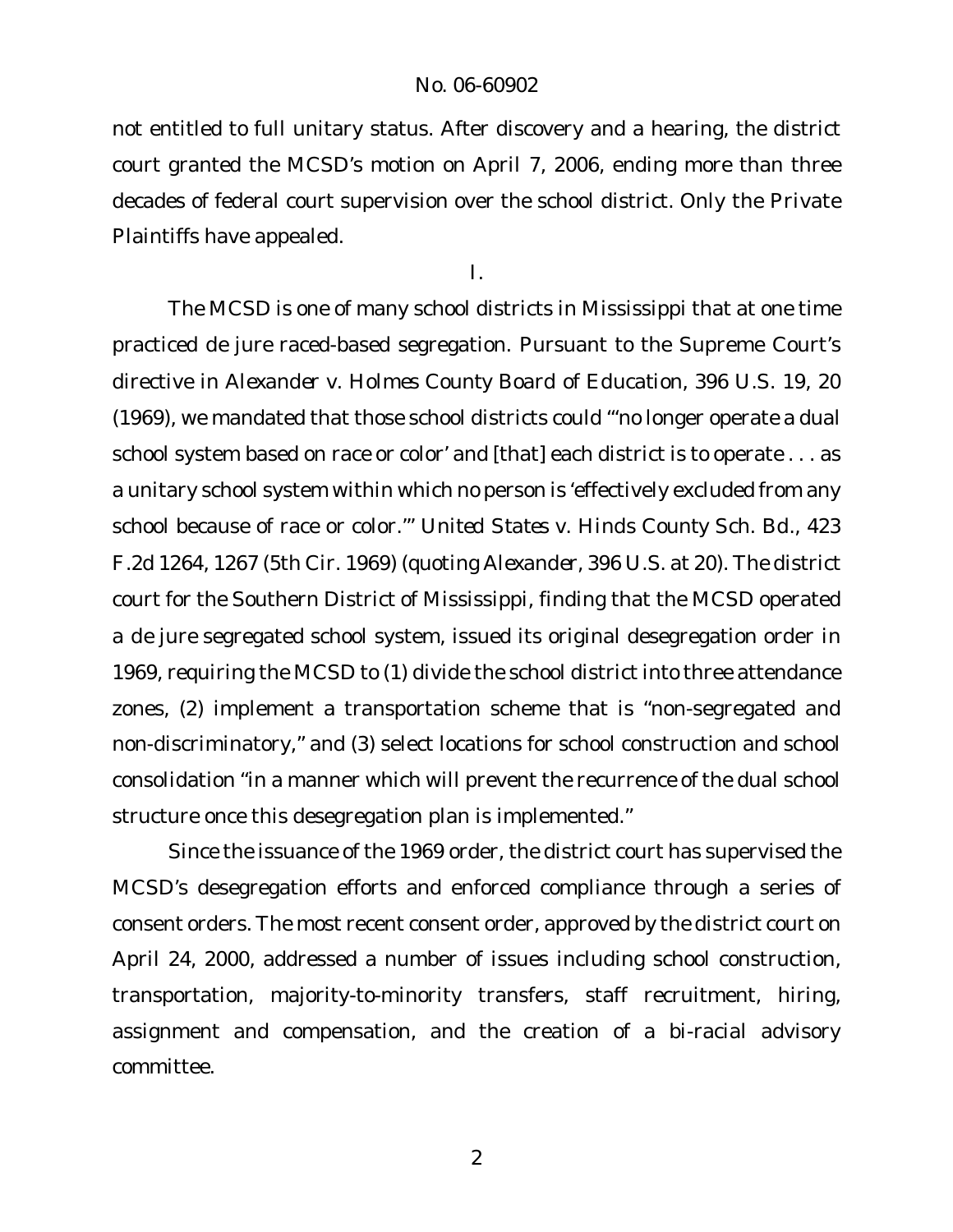not entitled to full unitary status. After discovery and a hearing, the district court granted the MCSD's motion on April 7, 2006, ending more than three decades of federal court supervision over the school district. Only the Private Plaintiffs have appealed.

I.

The MCSD is one of many school districts in Mississippi that at one time practiced de jure raced-based segregation. Pursuant to the Supreme Court's directive in *Alexander v. Holmes County Board of Education*, 396 U.S. 19, 20 (1969), we mandated that those school districts could "'no longer operate a dual school system based on race or color' and [that] each district is to operate . . . as a unitary school system within which no person is 'effectively excluded from any school because of race or color.'" *United States v. Hinds County Sch. Bd.*, 423 F.2d 1264, 1267 (5th Cir. 1969) (quoting *Alexander*, 396 U.S. at 20). The district court for the Southern District of Mississippi, finding that the MCSD operated a de jure segregated school system, issued its original desegregation order in 1969, requiring the MCSD to (1) divide the school district into three attendance zones, (2) implement a transportation scheme that is "non-segregated and non-discriminatory," and (3) select locations for school construction and school consolidation "in a manner which will prevent the recurrence of the dual school structure once this desegregation plan is implemented."

Since the issuance of the 1969 order, the district court has supervised the MCSD's desegregation efforts and enforced compliance through a series of consent orders. The most recent consent order, approved by the district court on April 24, 2000, addressed a number of issues including school construction, transportation, majority-to-minority transfers, staff recruitment, hiring, assignment and compensation, and the creation of a bi-racial advisory committee.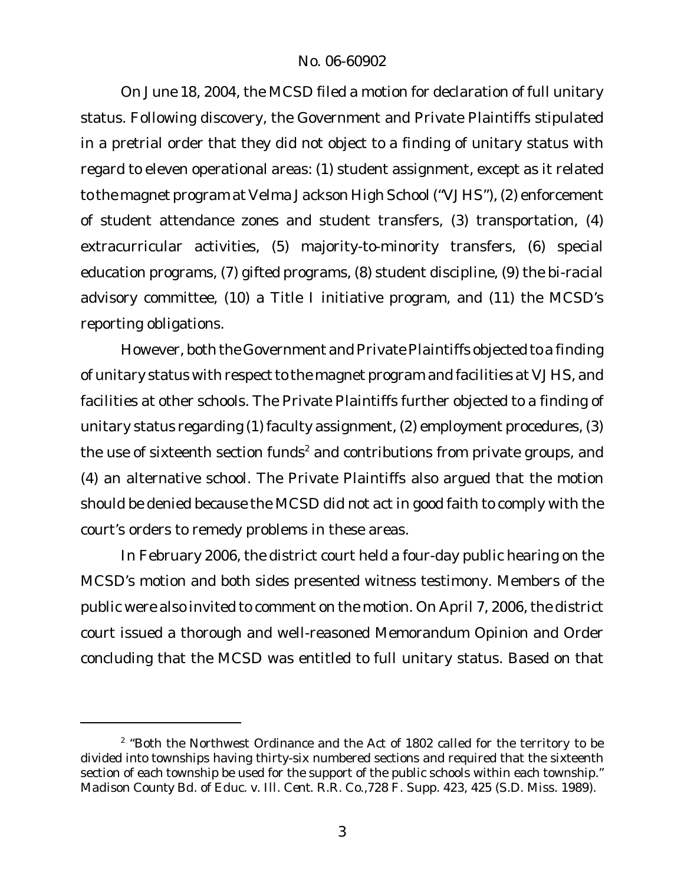On June 18, 2004, the MCSD filed a motion for declaration of full unitary status. Following discovery, the Government and Private Plaintiffs stipulated in a pretrial order that they did not object to a finding of unitary status with regard to eleven operational areas: (1) student assignment, except as it related to the magnet program at Velma Jackson High School ("VJHS"), (2) enforcement of student attendance zones and student transfers, (3) transportation, (4) extracurricular activities, (5) majority-to-minority transfers, (6) special education programs, (7) gifted programs, (8) student discipline, (9) the bi-racial advisory committee, (10) a Title I initiative program, and (11) the MCSD's reporting obligations.

However, both the Government and Private Plaintiffs objected to a finding of unitary status with respect to the magnet program and facilities at VJHS, and facilities at other schools. The Private Plaintiffs further objected to a finding of unitary status regarding (1) faculty assignment, (2) employment procedures, (3) the use of sixteenth section funds[2] and contributions from private groups, and (4) an alternative school. The Private Plaintiffs also argued that the motion should be denied because the MCSD did not act in good faith to comply with the court's orders to remedy problems in these areas.

In February 2006, the district court held a four-day public hearing on the MCSD's motion and both sides presented witness testimony. Members of the public were also invited to comment on the motion. On April 7, 2006, the district court issued a thorough and well-reasoned Memorandum Opinion and Order concluding that the MCSD was entitled to full unitary status. Based on that

---

[2] "Both the Northwest Ordinance and the Act of 1802 called for the territory to be divided into townships having thirty-six numbered sections and required that the sixteenth section of each township be used for the support of the public schools within each township." *Madison County Bd. of Educ. v. Ill. Cent. R.R. Co.*, 728 F. Supp. 423, 425 (S.D. Miss. 1989).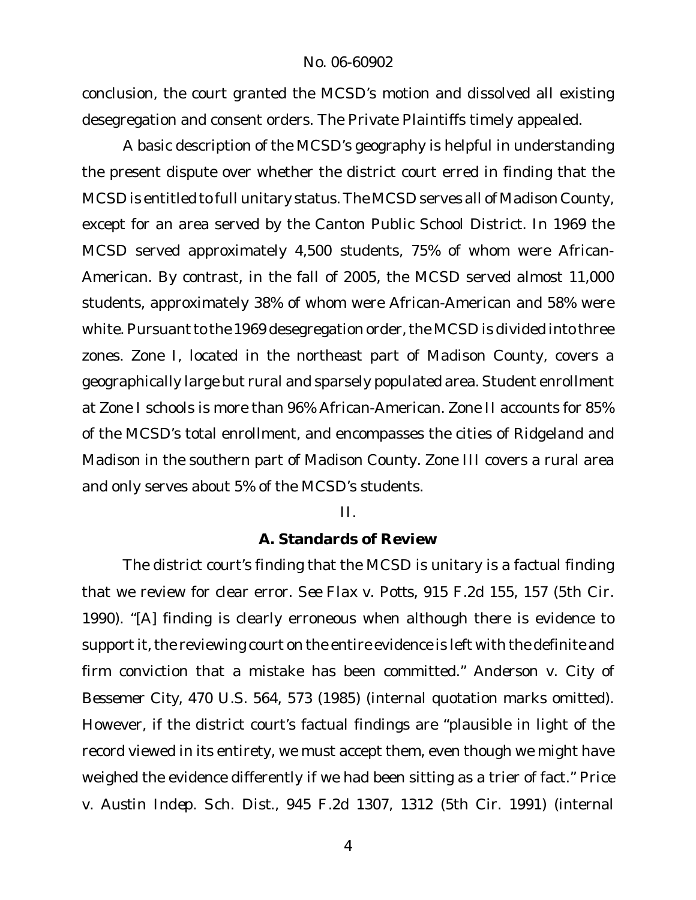conclusion, the court granted the MCSD's motion and dissolved all existing desegregation and consent orders. The Private Plaintiffs timely appealed.

A basic description of the MCSD's geography is helpful in understanding the present dispute over whether the district court erred in finding that the MCSD is entitled to full unitary status. The MCSD serves all of Madison County, except for an area served by the Canton Public School District. In 1969 the MCSD served approximately 4,500 students, 75% of whom were African-American. By contrast, in the fall of 2005, the MCSD served almost 11,000 students, approximately 38% of whom were African-American and 58% were white. Pursuant to the 1969 desegregation order, the MCSD is divided into three zones. Zone I, located in the northeast part of Madison County, covers a geographically large but rural and sparsely populated area. Student enrollment at Zone I schools is more than 96% African-American. Zone II accounts for 85% of the MCSD's total enrollment, and encompasses the cities of Ridgeland and Madison in the southern part of Madison County. Zone III covers a rural area and only serves about 5% of the MCSD's students.

## II.

### A. Standards of Review

The district court's finding that the MCSD is unitary is a factual finding that we review for clear error. *See Flax v. Potts*, 915 F.2d 155, 157 (5th Cir. 1990). "[A] finding is clearly erroneous when although there is evidence to support it, the reviewing court on the entire evidence is left with the definite and firm conviction that a mistake has been committed." *Anderson v. City of Bessemer City*, 470 U.S. 564, 573 (1985) (internal quotation marks omitted). However, if the district court's factual findings are "plausible in light of the record viewed in its entirety, we must accept them, even though we might have weighed the evidence differently if we had been sitting as a trier of fact." *Price v. Austin Indep. Sch. Dist.*, 945 F.2d 1307, 1312 (5th Cir. 1991) (internal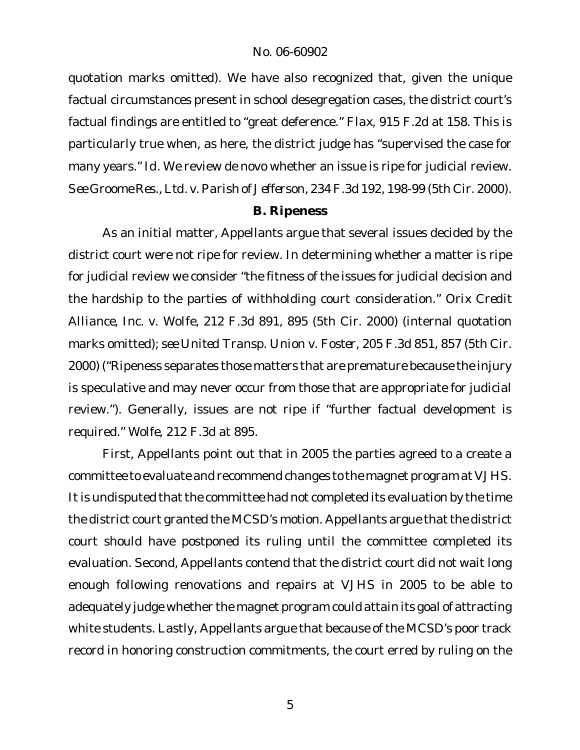quotation marks omitted). We have also recognized that, given the unique factual circumstances present in school desegregation cases, the district court's factual findings are entitled to "great deference." *Flax*, 915 F.2d at 158. This is particularly true when, as here, the district judge has "supervised the case for many years." *Id.* We review de novo whether an issue is ripe for judicial review. *See Groome Res., Ltd. v. Parish of Jefferson*, 234 F.3d 192, 198-99 (5th Cir. 2000).

### B. Ripeness

As an initial matter, Appellants argue that several issues decided by the district court were not ripe for review. In determining whether a matter is ripe for judicial review we consider "the fitness of the issues for judicial decision and the hardship to the parties of withholding court consideration." *Orix Credit Alliance, Inc. v. Wolfe*, 212 F.3d 891, 895 (5th Cir. 2000) (internal quotation marks omitted); *see United Transp. Union v. Foster*, 205 F.3d 851, 857 (5th Cir. 2000) ("Ripeness separates those matters that are premature because the injury is speculative and may never occur from those that are appropriate for judicial review."). Generally, issues are not ripe if "further factual development is required." *Wolfe*, 212 F.3d at 895.

First, Appellants point out that in 2005 the parties agreed to a create a committee to evaluate and recommend changes to the magnet program at VJHS. It is undisputed that the committee had not completed its evaluation by the time the district court granted the MCSD's motion. Appellants argue that the district court should have postponed its ruling until the committee completed its evaluation. Second, Appellants contend that the district court did not wait long enough following renovations and repairs at VJHS in 2005 to be able to adequately judge whether the magnet program could attain its goal of attracting white students. Lastly, Appellants argue that because of the MCSD's poor track record in honoring construction commitments, the court erred by ruling on the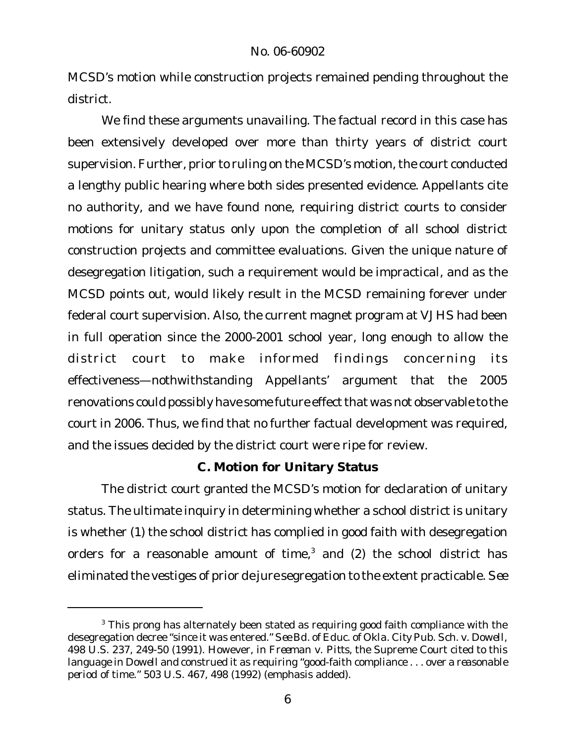MCSD's motion while construction projects remained pending throughout the district.

We find these arguments unavailing. The factual record in this case has been extensively developed over more than thirty years of district court supervision. Further, prior to ruling on the MCSD's motion, the court conducted a lengthy public hearing where both sides presented evidence. Appellants cite no authority, and we have found none, requiring district courts to consider motions for unitary status only upon the completion of all school district construction projects and committee evaluations. Given the unique nature of desegregation litigation, such a requirement would be impractical, and as the MCSD points out, would likely result in the MCSD remaining forever under federal court supervision. Also, the current magnet program at VJHS had been in full operation since the 2000-2001 school year, long enough to allow the district court to make informed findings concerning its effectiveness—nothwithstanding Appellants' argument that the 2005 renovations could possibly have some future effect that was not observable to the court in 2006. Thus, we find that no further factual development was required, and the issues decided by the district court were ripe for review.

### C. Motion for Unitary Status

The district court granted the MCSD's motion for declaration of unitary status. The ultimate inquiry in determining whether a school district is unitary is whether (1) the school district has complied in good faith with desegregation orders for a reasonable amount of time,[3] and (2) the school district has eliminated the vestiges of prior *de jure* segregation to the extent practicable. *See*

[3] This prong has alternately been stated as requiring good faith compliance with the desegregation decree "since it was entered." *See Bd. of Educ. of Okla. City Pub. Sch. v. Dowell*, 498 U.S. 237, 249-50 (1991). However, in *Freeman v. Pitts*, the Supreme Court cited to this language in *Dowell* and construed it as requiring "good-faith compliance . . . *over a reasonable period of time*." 503 U.S. 467, 498 (1992) (emphasis added).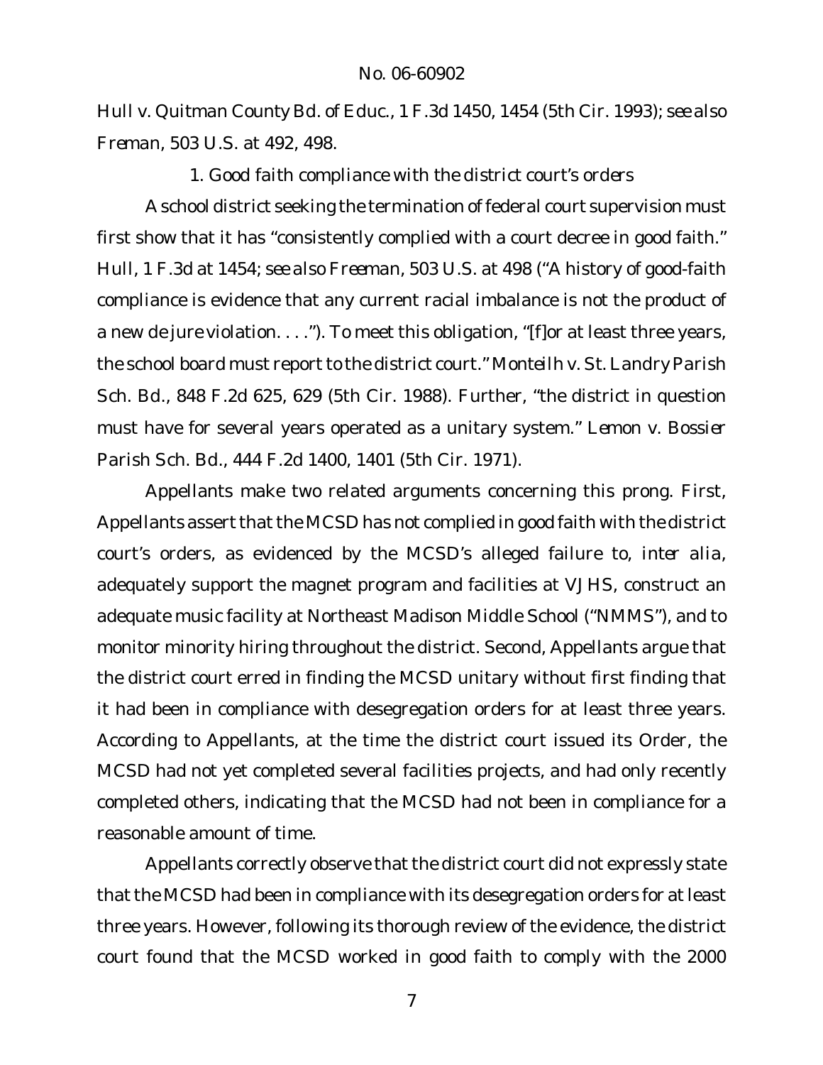*Hull v. Quitman County Bd. of Educ.*, 1 F.3d 1450, 1454 (5th Cir. 1993); *see also Freman*, 503 U.S. at 492, 498.

1. *Good faith compliance with the district court's orders*

A school district seeking the termination of federal court supervision must first show that it has "consistently complied with a court decree in good faith." *Hull*, 1 F.3d at 1454; *see also Freeman*, 503 U.S. at 498 ("A history of good-faith compliance is evidence that any current racial imbalance is not the product of a new *de jure* violation. . . ."). To meet this obligation, "[f]or at least three years, the school board must report to the district court." *Monteilh v. St. Landry Parish Sch. Bd.*, 848 F.2d 625, 629 (5th Cir. 1988). Further, "the district in question must have for several years operated as a unitary system." *Lemon v. Bossier Parish Sch. Bd.*, 444 F.2d 1400, 1401 (5th Cir. 1971).

Appellants make two related arguments concerning this prong. First, Appellants assert that the MCSD has not complied in good faith with the district court's orders, as evidenced by the MCSD's alleged failure to, *inter alia*, adequately support the magnet program and facilities at VJHS, construct an adequate music facility at Northeast Madison Middle School ("NMMS"), and to monitor minority hiring throughout the district. Second, Appellants argue that the district court erred in finding the MCSD unitary without first finding that it had been in compliance with desegregation orders for at least three years. According to Appellants, at the time the district court issued its Order, the MCSD had not yet completed several facilities projects, and had only recently completed others, indicating that the MCSD had not been in compliance for a reasonable amount of time.

Appellants correctly observe that the district court did not expressly state that the MCSD had been in compliance with its desegregation orders for at least three years. However, following its thorough review of the evidence, the district court found that the MCSD worked in good faith to comply with the 2000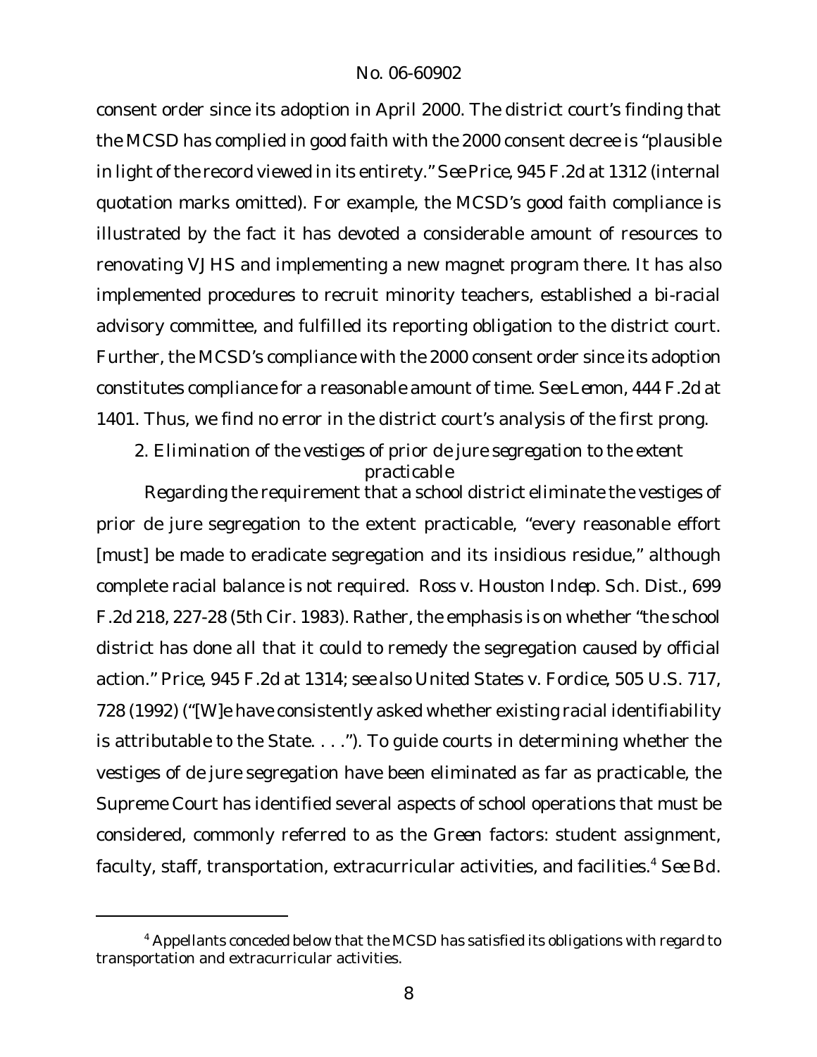consent order since its adoption in April 2000. The district court's finding that the MCSD has complied in good faith with the 2000 consent decree is "plausible in light of the record viewed in its entirety." *See Price*, 945 F.2d at 1312 (internal quotation marks omitted). For example, the MCSD's good faith compliance is illustrated by the fact it has devoted a considerable amount of resources to renovating VJHS and implementing a new magnet program there. It has also implemented procedures to recruit minority teachers, established a bi-racial advisory committee, and fulfilled its reporting obligation to the district court. Further, the MCSD's compliance with the 2000 consent order since its adoption constitutes compliance for a reasonable amount of time. *See Lemon*, 444 F.2d at 1401. Thus, we find no error in the district court's analysis of the first prong.

### 2. Elimination of the vestiges of prior *de jure* segregation to the extent practicable

Regarding the requirement that a school district eliminate the vestiges of prior de jure segregation to the extent practicable, "every reasonable effort [must] be made to eradicate segregation and its insidious residue," although complete racial balance is not required. *Ross v. Houston Indep. Sch. Dist.*, 699 F.2d 218, 227-28 (5th Cir. 1983). Rather, the emphasis is on whether "the school district has done all that it could to remedy the segregation caused by official action." *Price*, 945 F.2d at 1314; *see also United States v. Fordice*, 505 U.S. 717, 728 (1992) ("[W]e have consistently asked whether existing racial identifiability is attributable to the State. . . ."). To guide courts in determining whether the vestiges of de jure segregation have been eliminated as far as practicable, the Supreme Court has identified several aspects of school operations that must be considered, commonly referred to as the *Green* factors: student assignment, faculty, staff, transportation, extracurricular activities, and facilities.[4] *See Bd.*

[4] Appellants conceded below that the MCSD has satisfied its obligations with regard to transportation and extracurricular activities.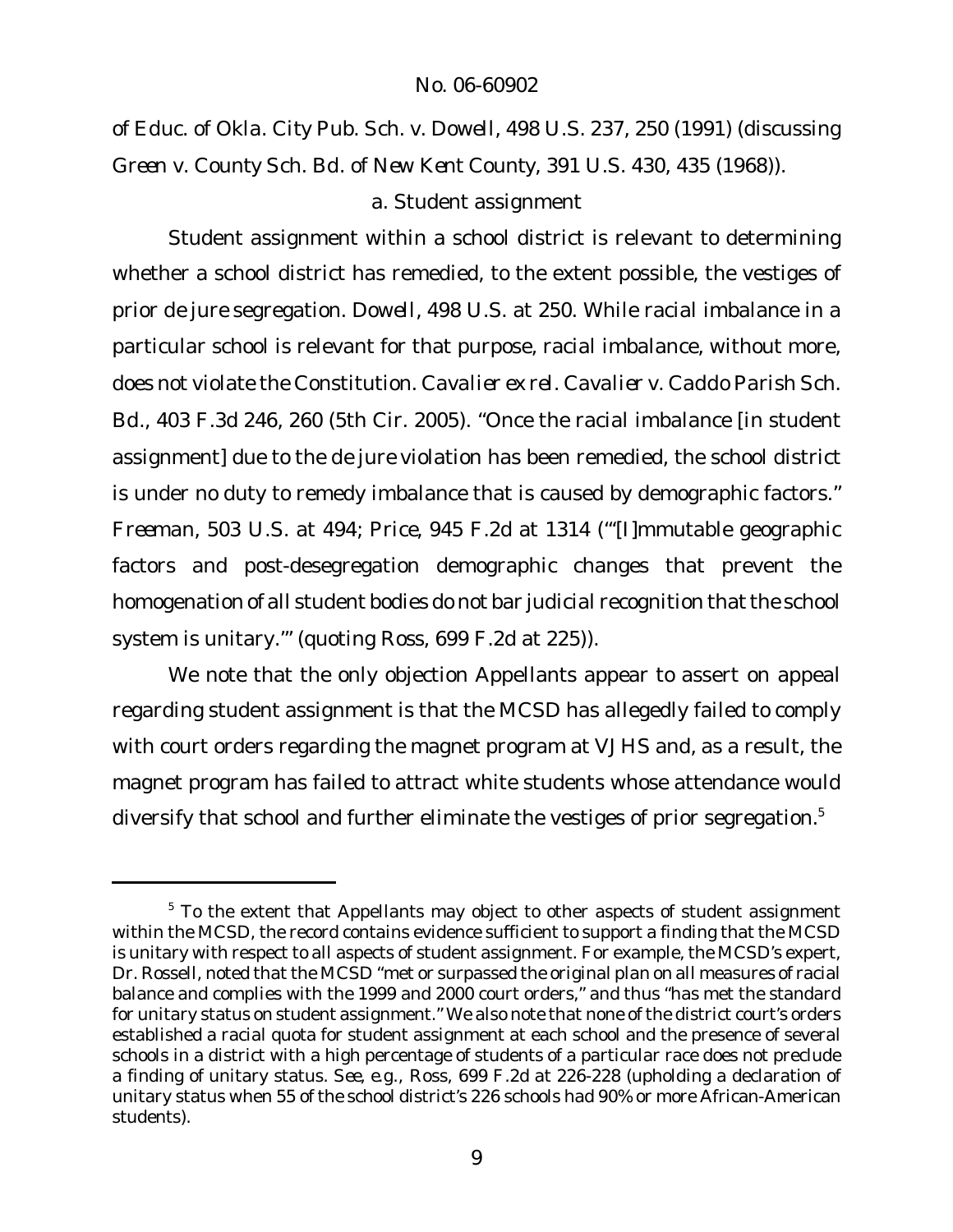of *Educ. of Okla. City Pub. Sch. v. Dowell*, 498 U.S. 237, 250 (1991) (discussing *Green v. County Sch. Bd. of New Kent County*, 391 U.S. 430, 435 (1968)).

a. Student assignment

Student assignment within a school district is relevant to determining whether a school district has remedied, to the extent possible, the vestiges of prior *de jure* segregation. *Dowell*, 498 U.S. at 250. While racial imbalance in a particular school is relevant for that purpose, racial imbalance, without more, does not violate the Constitution. *Cavalier ex rel. Cavalier v. Caddo Parish Sch. Bd.*, 403 F.3d 246, 260 (5th Cir. 2005). "Once the racial imbalance [in student assignment] due to the *de jure* violation has been remedied, the school district is under no duty to remedy imbalance that is caused by demographic factors." *Freeman*, 503 U.S. at 494; *Price*, 945 F.2d at 1314 ("'[I]mmutable geographic factors and post-desegregation demographic changes that prevent the homogenation of all student bodies do not bar judicial recognition that the school system is unitary.'" (quoting *Ross*, 699 F.2d at 225)).

We note that the only objection Appellants appear to assert on appeal regarding student assignment is that the MCSD has allegedly failed to comply with court orders regarding the magnet program at VJHS and, as a result, the magnet program has failed to attract white students whose attendance would diversify that school and further eliminate the vestiges of prior segregation.[5]

---

[5] To the extent that Appellants may object to other aspects of student assignment within the MCSD, the record contains evidence sufficient to support a finding that the MCSD is unitary with respect to all aspects of student assignment. For example, the MCSD's expert, Dr. Rossell, noted that the MCSD "met or surpassed the original plan on all measures of racial balance and complies with the 1999 and 2000 court orders," and thus "has met the standard for unitary status on student assignment." We also note that none of the district court's orders established a racial quota for student assignment at each school and the presence of several schools in a district with a high percentage of students of a particular race does not preclude a finding of unitary status. *See, e.g.*, *Ross*, 699 F.2d at 226-228 (upholding a declaration of unitary status when 55 of the school district's 226 schools had 90% or more African-American students).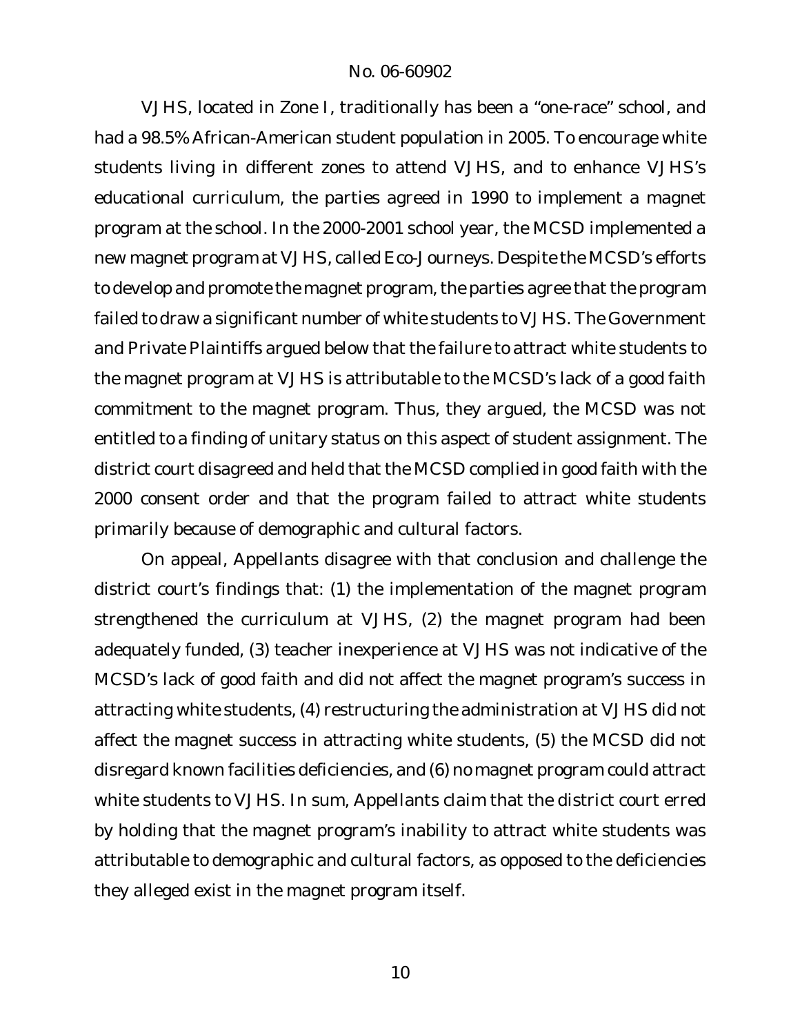VJHS, located in Zone I, traditionally has been a "one-race" school, and had a 98.5% African-American student population in 2005. To encourage white students living in different zones to attend VJHS, and to enhance VJHS's educational curriculum, the parties agreed in 1990 to implement a magnet program at the school. In the 2000-2001 school year, the MCSD implemented a new magnet program at VJHS, called Eco-Journeys. Despite the MCSD's efforts to develop and promote the magnet program, the parties agree that the program failed to draw a significant number of white students to VJHS. The Government and Private Plaintiffs argued below that the failure to attract white students to the magnet program at VJHS is attributable to the MCSD's lack of a good faith commitment to the magnet program. Thus, they argued, the MCSD was not entitled to a finding of unitary status on this aspect of student assignment. The district court disagreed and held that the MCSD complied in good faith with the 2000 consent order and that the program failed to attract white students primarily because of demographic and cultural factors.

On appeal, Appellants disagree with that conclusion and challenge the district court's findings that: (1) the implementation of the magnet program strengthened the curriculum at VJHS, (2) the magnet program had been adequately funded, (3) teacher inexperience at VJHS was not indicative of the MCSD's lack of good faith and did not affect the magnet program's success in attracting white students, (4) restructuring the administration at VJHS did not affect the magnet success in attracting white students, (5) the MCSD did not disregard known facilities deficiencies, and (6) no magnet program could attract white students to VJHS. In sum, Appellants claim that the district court erred by holding that the magnet program's inability to attract white students was attributable to demographic and cultural factors, as opposed to the deficiencies they alleged exist in the magnet program itself.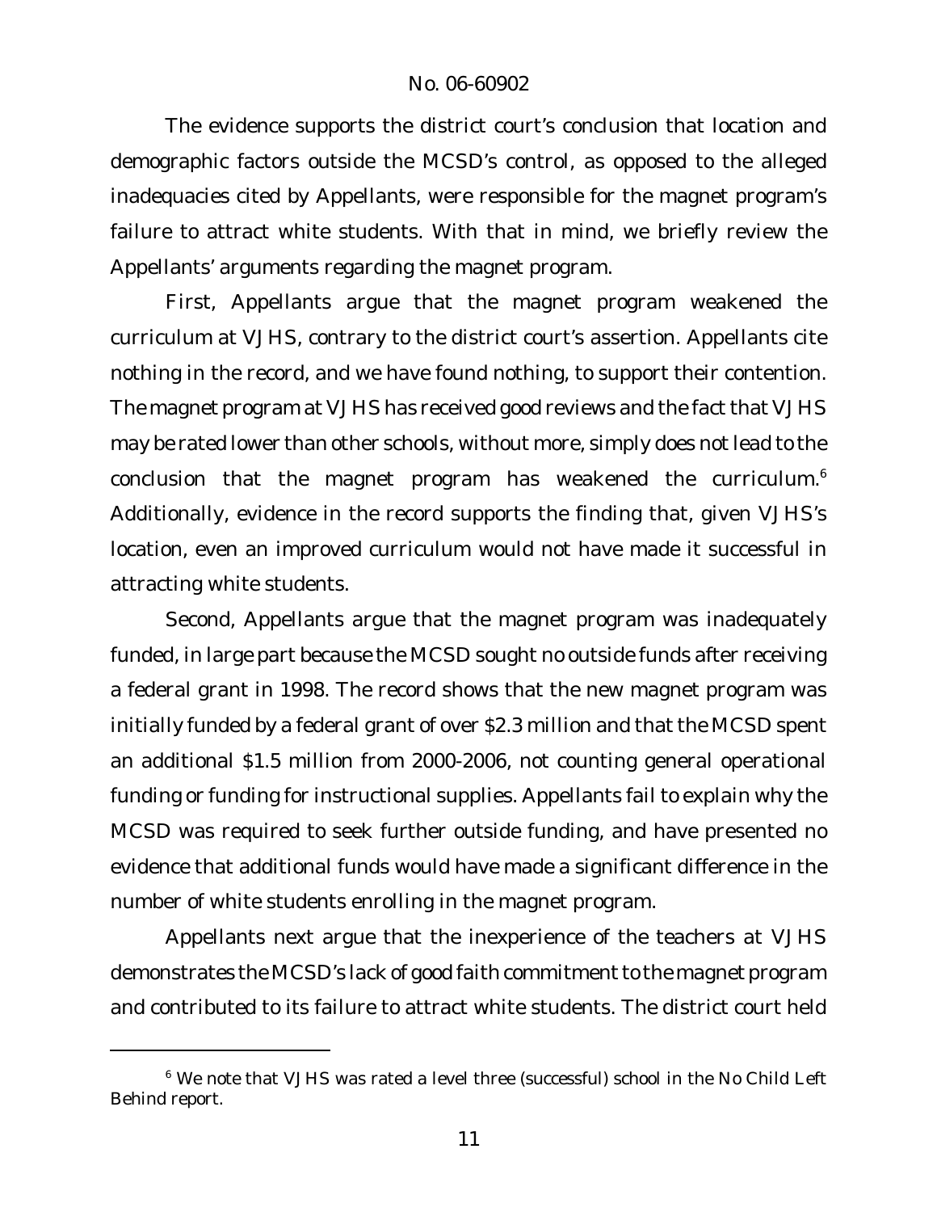The evidence supports the district court's conclusion that location and demographic factors outside the MCSD's control, as opposed to the alleged inadequacies cited by Appellants, were responsible for the magnet program's failure to attract white students. With that in mind, we briefly review the Appellants' arguments regarding the magnet program.

First, Appellants argue that the magnet program weakened the curriculum at VJHS, contrary to the district court's assertion. Appellants cite nothing in the record, and we have found nothing, to support their contention. The magnet program at VJHS has received good reviews and the fact that VJHS may be rated lower than other schools, without more, simply does not lead to the conclusion that the magnet program has weakened the curriculum.[6] Additionally, evidence in the record supports the finding that, given VJHS's location, even an improved curriculum would not have made it successful in attracting white students.

Second, Appellants argue that the magnet program was inadequately funded, in large part because the MCSD sought no outside funds after receiving a federal grant in 1998. The record shows that the new magnet program was initially funded by a federal grant of over $2.3 million and that the MCSD spent an additional $1.5 million from 2000-2006, not counting general operational funding or funding for instructional supplies. Appellants fail to explain why the MCSD was required to seek further outside funding, and have presented no evidence that additional funds would have made a significant difference in the number of white students enrolling in the magnet program.

Appellants next argue that the inexperience of the teachers at VJHS demonstrates the MCSD's lack of good faith commitment to the magnet program and contributed to its failure to attract white students. The district court held

[6] We note that VJHS was rated a level three (successful) school in the No Child Left Behind report.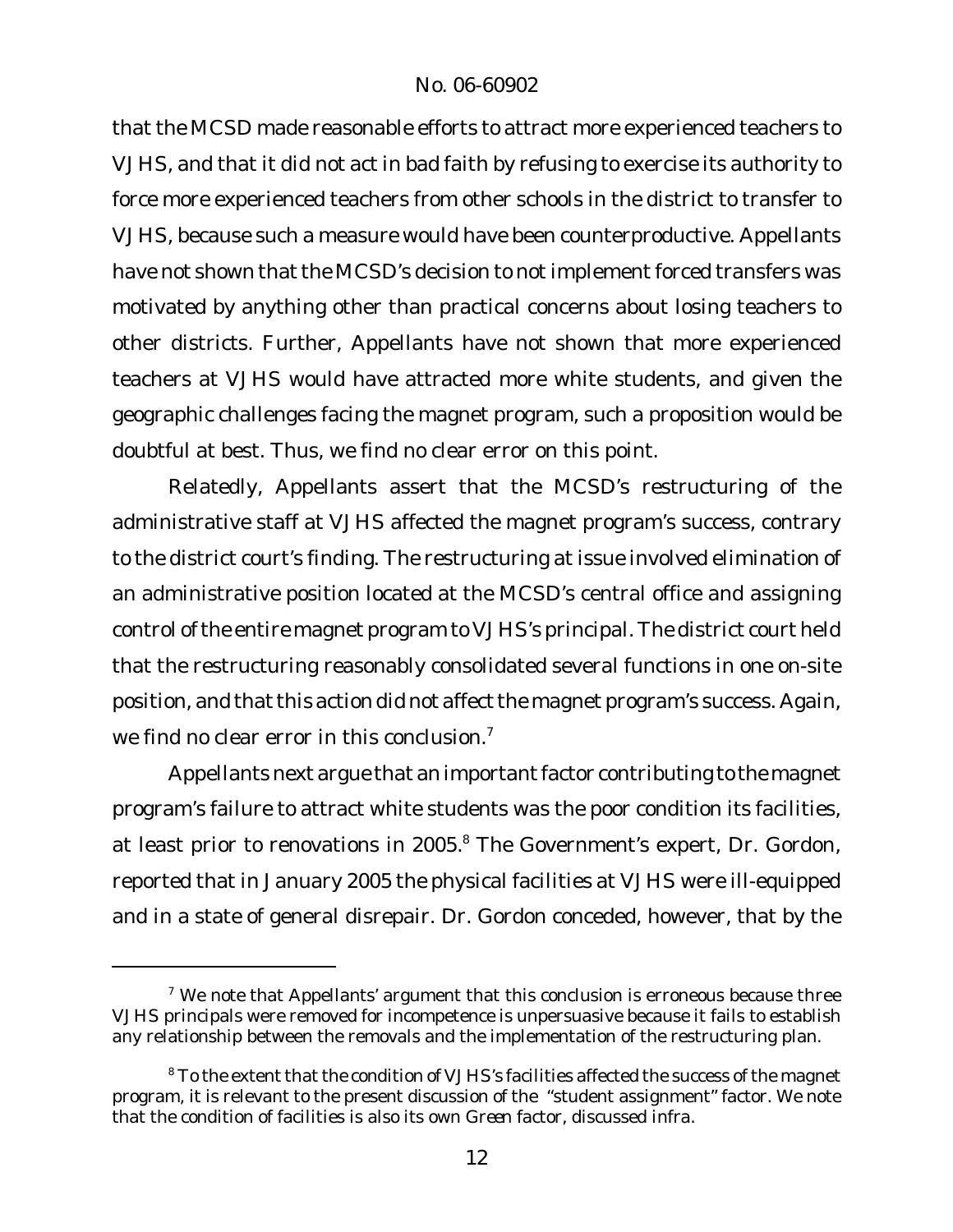that the MCSD made reasonable efforts to attract more experienced teachers to VJHS, and that it did not act in bad faith by refusing to exercise its authority to force more experienced teachers from other schools in the district to transfer to VJHS, because such a measure would have been counterproductive. Appellants have not shown that the MCSD's decision to not implement forced transfers was motivated by anything other than practical concerns about losing teachers to other districts. Further, Appellants have not shown that more experienced teachers at VJHS would have attracted more white students, and given the geographic challenges facing the magnet program, such a proposition would be doubtful at best. Thus, we find no clear error on this point.

Relatedly, Appellants assert that the MCSD's restructuring of the administrative staff at VJHS affected the magnet program's success, contrary to the district court's finding. The restructuring at issue involved elimination of an administrative position located at the MCSD's central office and assigning control of the entire magnet program to VJHS's principal. The district court held that the restructuring reasonably consolidated several functions in one on-site position, and that this action did not affect the magnet program's success. Again, we find no clear error in this conclusion.[7]

Appellants next argue that an important factor contributing to the magnet program's failure to attract white students was the poor condition its facilities, at least prior to renovations in 2005.[8] The Government's expert, Dr. Gordon, reported that in January 2005 the physical facilities at VJHS were ill-equipped and in a state of general disrepair. Dr. Gordon conceded, however, that by the

---

[7] We note that Appellants' argument that this conclusion is erroneous because three VJHS principals were removed for incompetence is unpersuasive because it fails to establish any relationship between the removals and the implementation of the restructuring plan.

[8] To the extent that the condition of VJHS's facilities affected the success of the magnet program, it is relevant to the present discussion of the "student assignment" factor. We note that the condition of facilities is also its own *Green* factor, discussed infra.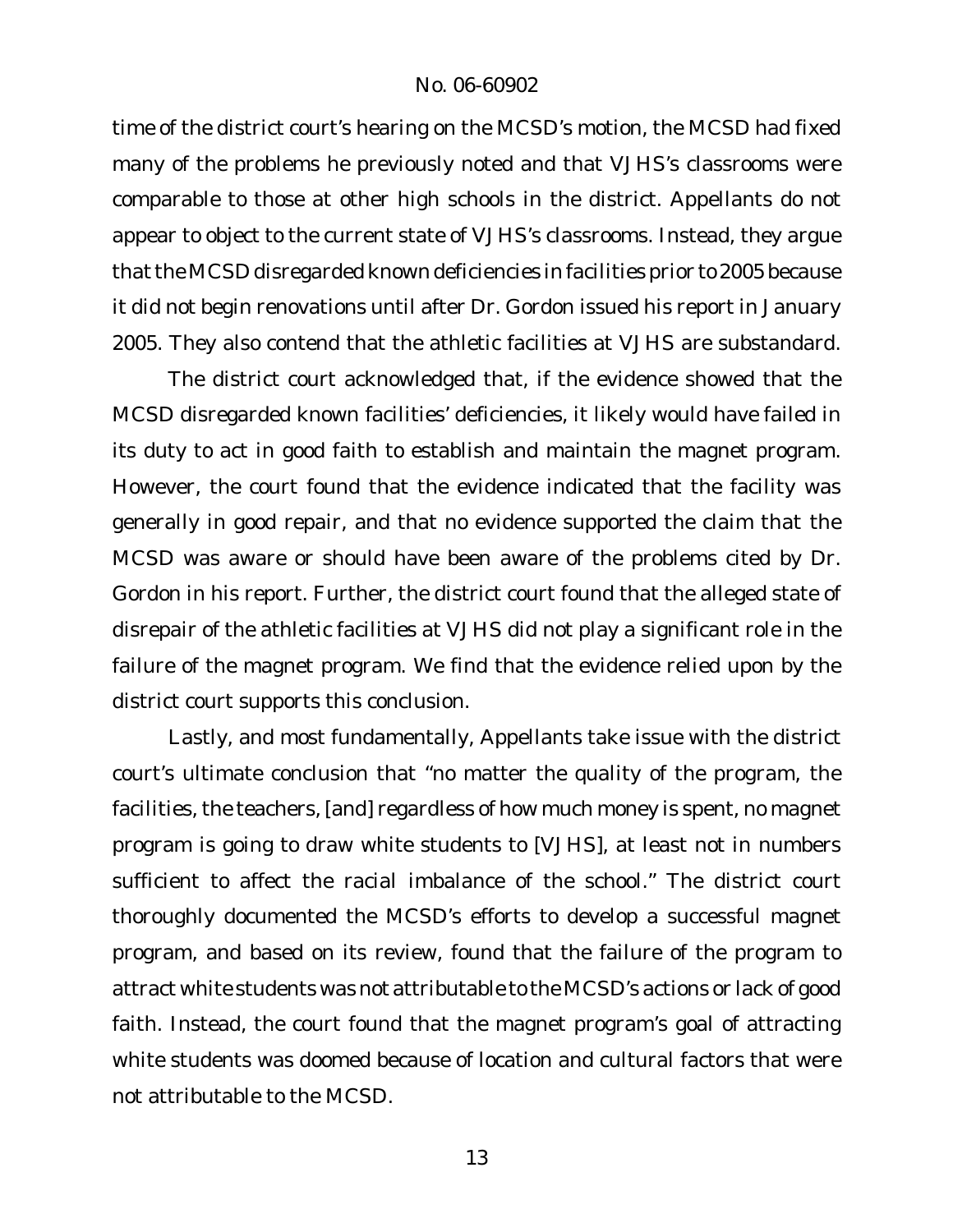time of the district court's hearing on the MCSD's motion, the MCSD had fixed many of the problems he previously noted and that VJHS's classrooms were comparable to those at other high schools in the district. Appellants do not appear to object to the current state of VJHS's classrooms. Instead, they argue that the MCSD disregarded known deficiencies in facilities prior to 2005 because it did not begin renovations until after Dr. Gordon issued his report in January 2005. They also contend that the athletic facilities at VJHS are substandard.

The district court acknowledged that, if the evidence showed that the MCSD disregarded known facilities' deficiencies, it likely would have failed in its duty to act in good faith to establish and maintain the magnet program. However, the court found that the evidence indicated that the facility was generally in good repair, and that no evidence supported the claim that the MCSD was aware or should have been aware of the problems cited by Dr. Gordon in his report. Further, the district court found that the alleged state of disrepair of the athletic facilities at VJHS did not play a significant role in the failure of the magnet program. We find that the evidence relied upon by the district court supports this conclusion.

Lastly, and most fundamentally, Appellants take issue with the district court's ultimate conclusion that "no matter the quality of the program, the facilities, the teachers, [and] regardless of how much money is spent, no magnet program is going to draw white students to [VJHS], at least not in numbers sufficient to affect the racial imbalance of the school." The district court thoroughly documented the MCSD's efforts to develop a successful magnet program, and based on its review, found that the failure of the program to attract white students was not attributable to the MCSD's actions or lack of good faith. Instead, the court found that the magnet program's goal of attracting white students was doomed because of location and cultural factors that were not attributable to the MCSD.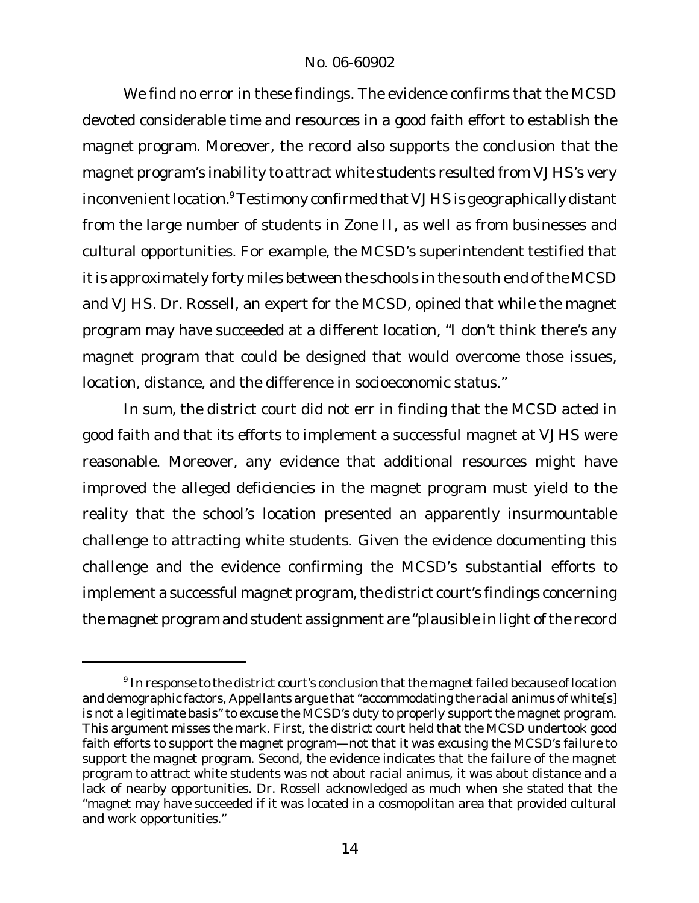We find no error in these findings. The evidence confirms that the MCSD devoted considerable time and resources in a good faith effort to establish the magnet program. Moreover, the record also supports the conclusion that the magnet program's inability to attract white students resulted from VJHS's very inconvenient location.[9] Testimony confirmed that VJHS is geographically distant from the large number of students in Zone II, as well as from businesses and cultural opportunities. For example, the MCSD's superintendent testified that it is approximately forty miles between the schools in the south end of the MCSD and VJHS. Dr. Rossell, an expert for the MCSD, opined that while the magnet program may have succeeded at a different location, "I don't think there's any magnet program that could be designed that would overcome those issues, location, distance, and the difference in socioeconomic status."

In sum, the district court did not err in finding that the MCSD acted in good faith and that its efforts to implement a successful magnet at VJHS were reasonable. Moreover, any evidence that additional resources might have improved the alleged deficiencies in the magnet program must yield to the reality that the school's location presented an apparently insurmountable challenge to attracting white students. Given the evidence documenting this challenge and the evidence confirming the MCSD's substantial efforts to implement a successful magnet program, the district court's findings concerning the magnet program and student assignment are "plausible in light of the record

---

[9] In response to the district court's conclusion that the magnet failed because of location and demographic factors, Appellants argue that "accommodating the racial animus of white[s] is not a legitimate basis" to excuse the MCSD's duty to properly support the magnet program. This argument misses the mark. First, the district court held that the MCSD undertook good faith efforts to support the magnet program—not that it was excusing the MCSD's failure to support the magnet program. Second, the evidence indicates that the failure of the magnet program to attract white students was not about racial animus, it was about distance and a lack of nearby opportunities. Dr. Rossell acknowledged as much when she stated that the "magnet may have succeeded if it was located in a cosmopolitan area that provided cultural and work opportunities."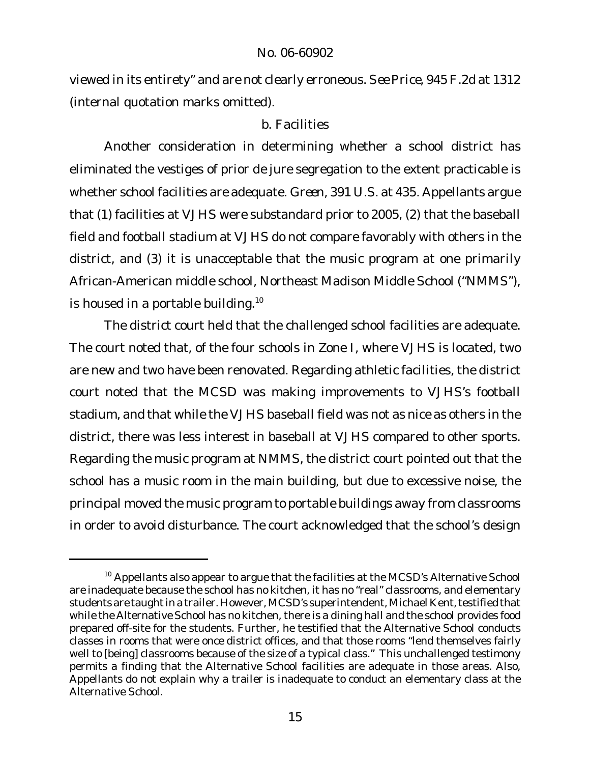viewed in its entirety" and are not clearly erroneous. *See Price*, 945 F.2d at 1312 (internal quotation marks omitted).

### b. Facilities

Another consideration in determining whether a school district has eliminated the vestiges of prior de jure segregation to the extent practicable is whether school facilities are adequate. *Green*, 391 U.S. at 435. Appellants argue that (1) facilities at VJHS were substandard prior to 2005, (2) that the baseball field and football stadium at VJHS do not compare favorably with others in the district, and (3) it is unacceptable that the music program at one primarily African-American middle school, Northeast Madison Middle School ("NMMS"), is housed in a portable building.[10]

The district court held that the challenged school facilities are adequate. The court noted that, of the four schools in Zone I, where VJHS is located, two are new and two have been renovated. Regarding athletic facilities, the district court noted that the MCSD was making improvements to VJHS's football stadium, and that while the VJHS baseball field was not as nice as others in the district, there was less interest in baseball at VJHS compared to other sports. Regarding the music program at NMMS, the district court pointed out that the school has a music room in the main building, but due to excessive noise, the principal moved the music program to portable buildings away from classrooms in order to avoid disturbance. The court acknowledged that the school's design

---

[10] Appellants also appear to argue that the facilities at the MCSD's Alternative School are inadequate because the school has no kitchen, it has no "real" classrooms, and elementary students are taught in a trailer. However, MCSD's superintendent, Michael Kent, testified that while the Alternative School has no kitchen, there is a dining hall and the school provides food prepared off-site for the students. Further, he testified that the Alternative School conducts classes in rooms that were once district offices, and that those rooms "lend themselves fairly well to [being] classrooms because of the size of a typical class." This unchallenged testimony permits a finding that the Alternative School facilities are adequate in those areas. Also, Appellants do not explain why a trailer is inadequate to conduct an elementary class at the Alternative School.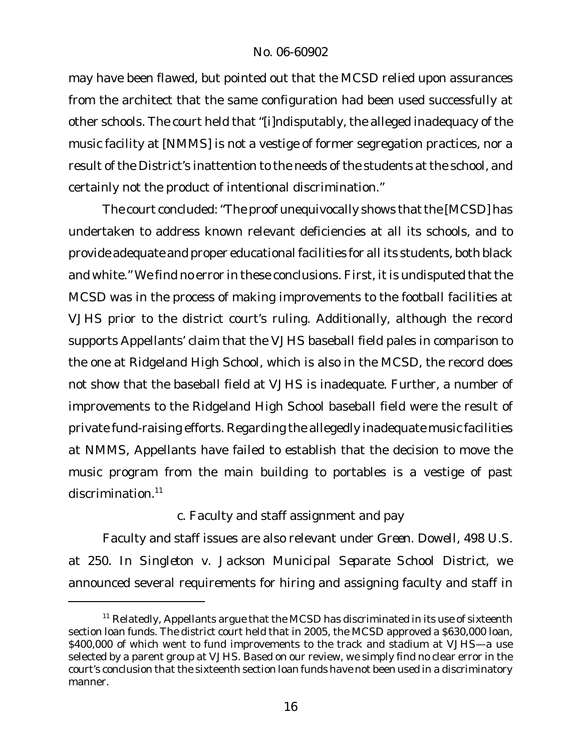may have been flawed, but pointed out that the MCSD relied upon assurances from the architect that the same configuration had been used successfully at other schools. The court held that "[i]ndisputably, the alleged inadequacy of the music facility at [NMMS] is not a vestige of former segregation practices, nor a result of the District's inattention to the needs of the students at the school, and certainly not the product of intentional discrimination."

The court concluded: "The proof unequivocally shows that the [MCSD] has undertaken to address known relevant deficiencies at all its schools, and to provide adequate and proper educational facilities for all its students, both black and white." We find no error in these conclusions. First, it is undisputed that the MCSD was in the process of making improvements to the football facilities at VJHS prior to the district court's ruling. Additionally, although the record supports Appellants' claim that the VJHS baseball field pales in comparison to the one at Ridgeland High School, which is also in the MCSD, the record does not show that the baseball field at VJHS is inadequate. Further, a number of improvements to the Ridgeland High School baseball field were the result of private fund-raising efforts. Regarding the allegedly inadequate music facilities at NMMS, Appellants have failed to establish that the decision to move the music program from the main building to portables is a vestige of past discrimination.[11]

c. Faculty and staff assignment and pay

Faculty and staff issues are also relevant under *Green*. *Dowell*, 498 U.S. at 250. In *Singleton v. Jackson Municipal Separate School District*, we announced several requirements for hiring and assigning faculty and staff in

[11] Relatedly, Appellants argue that the MCSD has discriminated in its use of sixteenth section loan funds. The district court held that in 2005, the MCSD approved a $630,000 loan, $400,000 of which went to fund improvements to the track and stadium at VJHS—a use selected by a parent group at VJHS. Based on our review, we simply find no clear error in the court's conclusion that the sixteenth section loan funds have not been used in a discriminatory manner.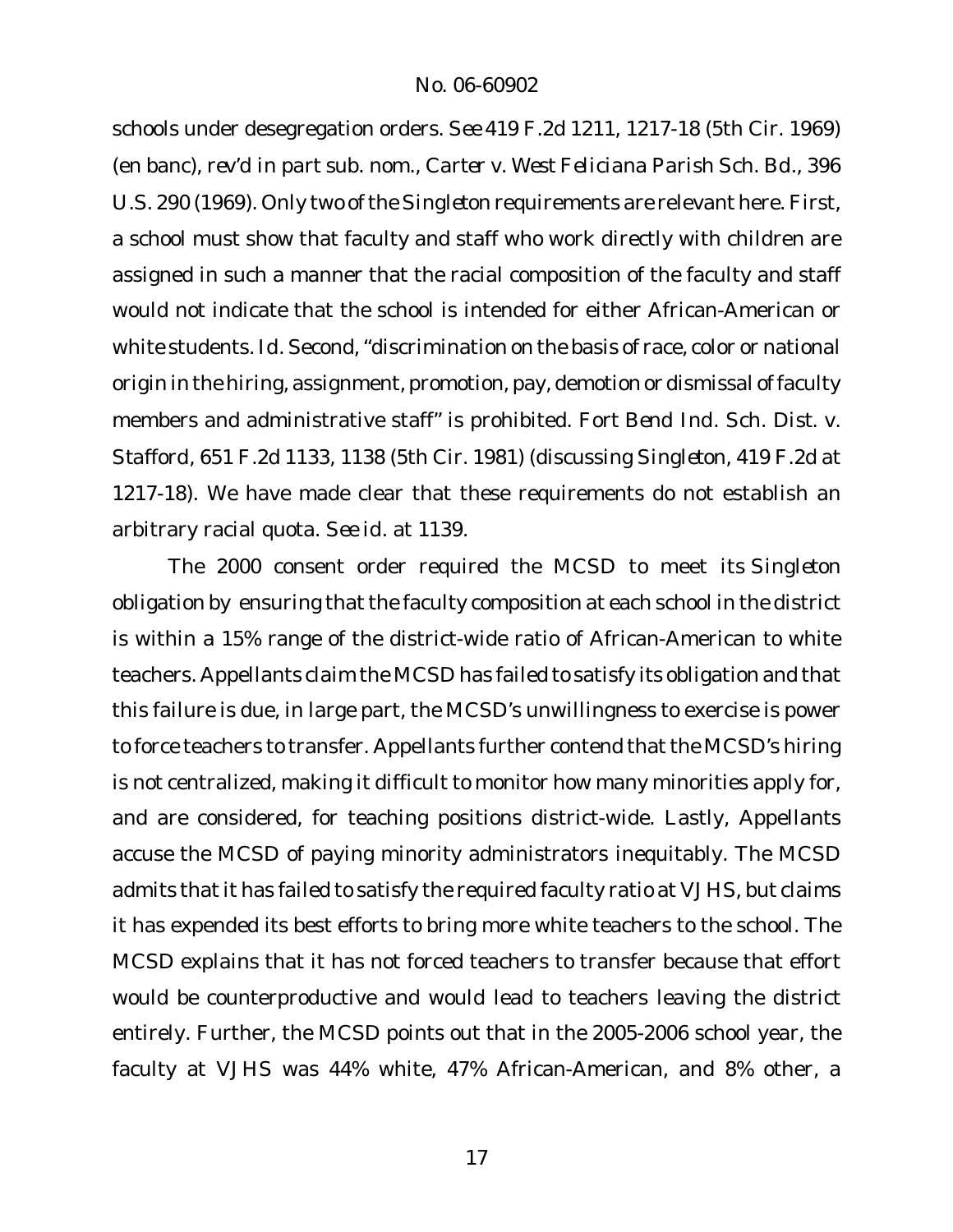schools under desegregation orders. *See* 419 F.2d 1211, 1217-18 (5th Cir. 1969) (en banc), *rev'd in part sub. nom.*, *Carter v. West Feliciana Parish Sch. Bd.*, 396 U.S. 290 (1969). Only two of the *Singleton* requirements are relevant here. First, a school must show that faculty and staff who work directly with children are assigned in such a manner that the racial composition of the faculty and staff would not indicate that the school is intended for either African-American or white students. *Id.* Second, "discrimination on the basis of race, color or national origin in the hiring, assignment, promotion, pay, demotion or dismissal of faculty members and administrative staff" is prohibited. *Fort Bend Ind. Sch. Dist. v. Stafford*, 651 F.2d 1133, 1138 (5th Cir. 1981) (discussing *Singleton*, 419 F.2d at 1217-18). We have made clear that these requirements do not establish an arbitrary racial quota. *See id.* at 1139.

The 2000 consent order required the MCSD to meet its *Singleton* obligation by ensuring that the faculty composition at each school in the district is within a 15% range of the district-wide ratio of African-American to white teachers. Appellants claim the MCSD has failed to satisfy its obligation and that this failure is due, in large part, the MCSD's unwillingness to exercise is power to force teachers to transfer. Appellants further contend that the MCSD's hiring is not centralized, making it difficult to monitor how many minorities apply for, and are considered, for teaching positions district-wide. Lastly, Appellants accuse the MCSD of paying minority administrators inequitably. The MCSD admits that it has failed to satisfy the required faculty ratio at VJHS, but claims it has expended its best efforts to bring more white teachers to the school. The MCSD explains that it has not forced teachers to transfer because that effort would be counterproductive and would lead to teachers leaving the district entirely. Further, the MCSD points out that in the 2005-2006 school year, the faculty at VJHS was 44% white, 47% African-American, and 8% other, a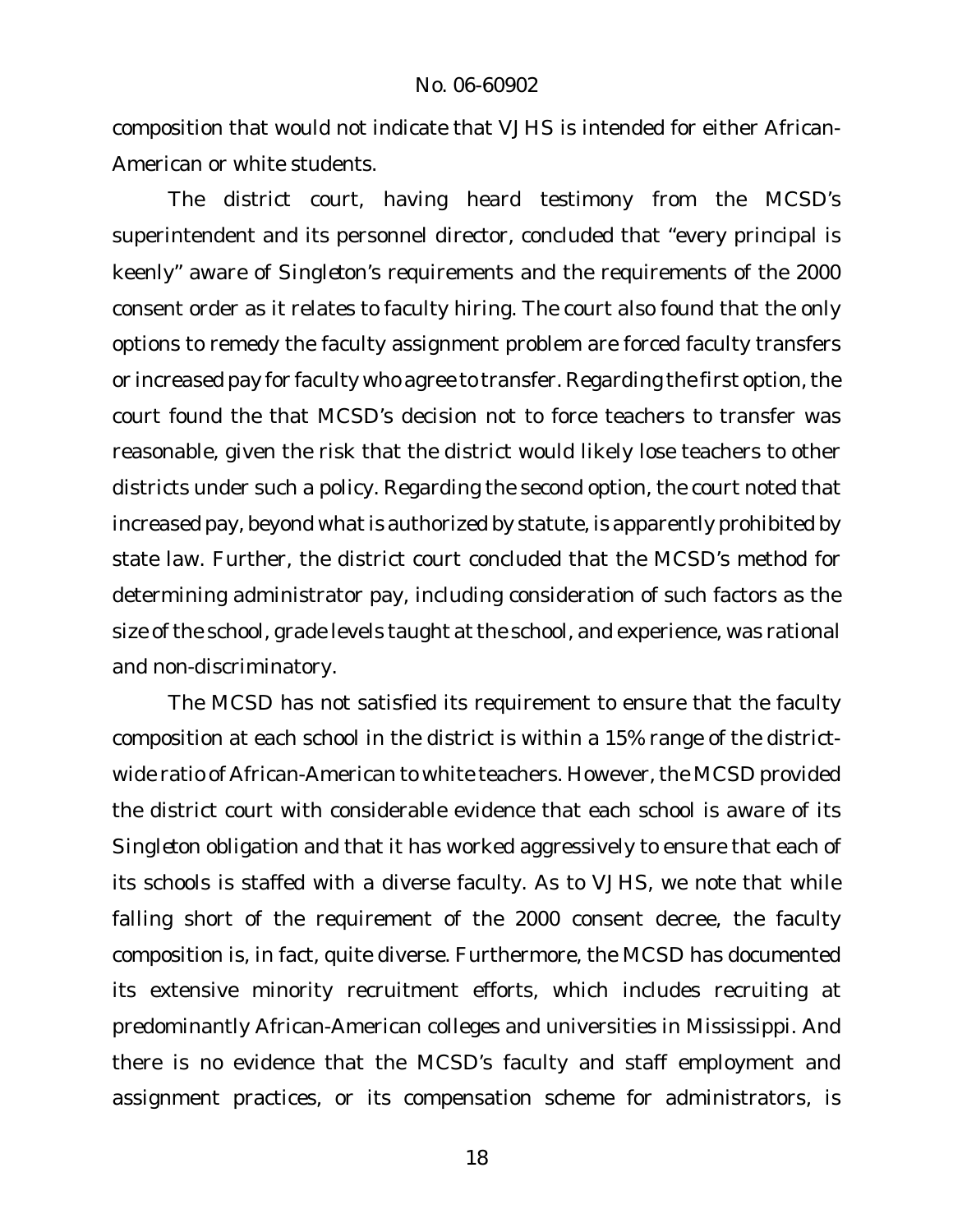composition that would not indicate that VJHS is intended for either African-American or white students.

The district court, having heard testimony from the MCSD's superintendent and its personnel director, concluded that "every principal is keenly" aware of *Singleton*'s requirements and the requirements of the 2000 consent order as it relates to faculty hiring. The court also found that the only options to remedy the faculty assignment problem are forced faculty transfers or increased pay for faculty who agree to transfer. Regarding the first option, the court found the that MCSD's decision not to force teachers to transfer was reasonable, given the risk that the district would likely lose teachers to other districts under such a policy. Regarding the second option, the court noted that increased pay, beyond what is authorized by statute, is apparently prohibited by state law. Further, the district court concluded that the MCSD's method for determining administrator pay, including consideration of such factors as the size of the school, grade levels taught at the school, and experience, was rational and non-discriminatory.

The MCSD has not satisfied its requirement to ensure that the faculty composition at each school in the district is within a 15% range of the district-wide ratio of African-American to white teachers. However, the MCSD provided the district court with considerable evidence that each school is aware of its *Singleton* obligation and that it has worked aggressively to ensure that each of its schools is staffed with a diverse faculty. As to VJHS, we note that while falling short of the requirement of the 2000 consent decree, the faculty composition is, in fact, quite diverse. Furthermore, the MCSD has documented its extensive minority recruitment efforts, which includes recruiting at predominantly African-American colleges and universities in Mississippi. And there is no evidence that the MCSD's faculty and staff employment and assignment practices, or its compensation scheme for administrators, is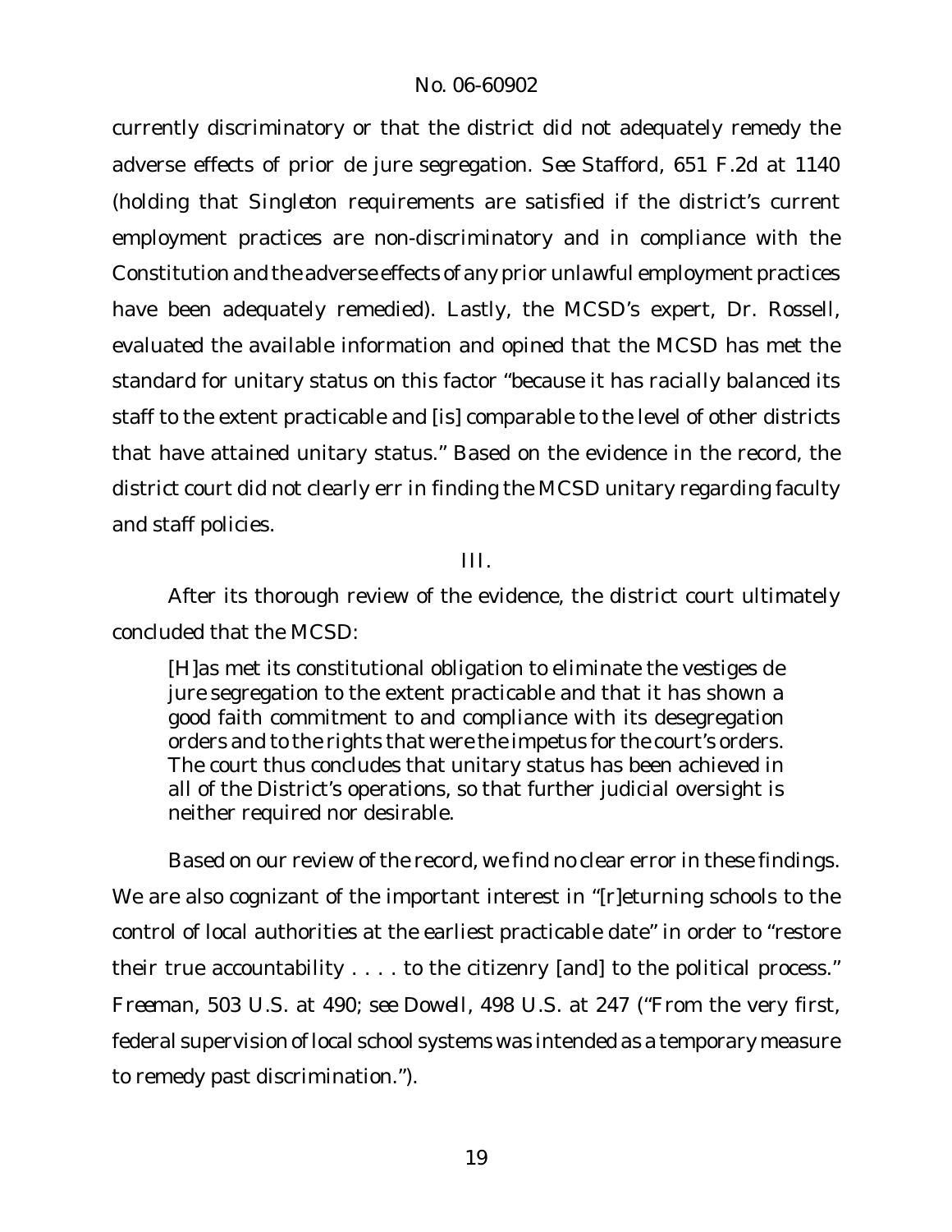currently discriminatory or that the district did not adequately remedy the adverse effects of prior de jure segregation. *See Stafford*, 651 F.2d at 1140 (holding that *Singleton* requirements are satisfied if the district's current employment practices are non-discriminatory and in compliance with the Constitution and the adverse effects of any prior unlawful employment practices have been adequately remedied). Lastly, the MCSD's expert, Dr. Rossell, evaluated the available information and opined that the MCSD has met the standard for unitary status on this factor "because it has racially balanced its staff to the extent practicable and [is] comparable to the level of other districts that have attained unitary status." Based on the evidence in the record, the district court did not clearly err in finding the MCSD unitary regarding faculty and staff policies.

## III.

After its thorough review of the evidence, the district court ultimately concluded that the MCSD:

> [H]as met its constitutional obligation to eliminate the vestiges de jure segregation to the extent practicable and that it has shown a good faith commitment to and compliance with its desegregation orders and to the rights that were the impetus for the court's orders. The court thus concludes that unitary status has been achieved in all of the District's operations, so that further judicial oversight is neither required nor desirable.

Based on our review of the record, we find no clear error in these findings. We are also cognizant of the important interest in "[r]eturning schools to the control of local authorities at the earliest practicable date" in order to "restore their true accountability . . . . to the citizenry [and] to the political process." *Freeman*, 503 U.S. at 490; *see Dowell*, 498 U.S. at 247 ("From the very first, federal supervision of local school systems was intended as a temporary measure to remedy past discrimination.").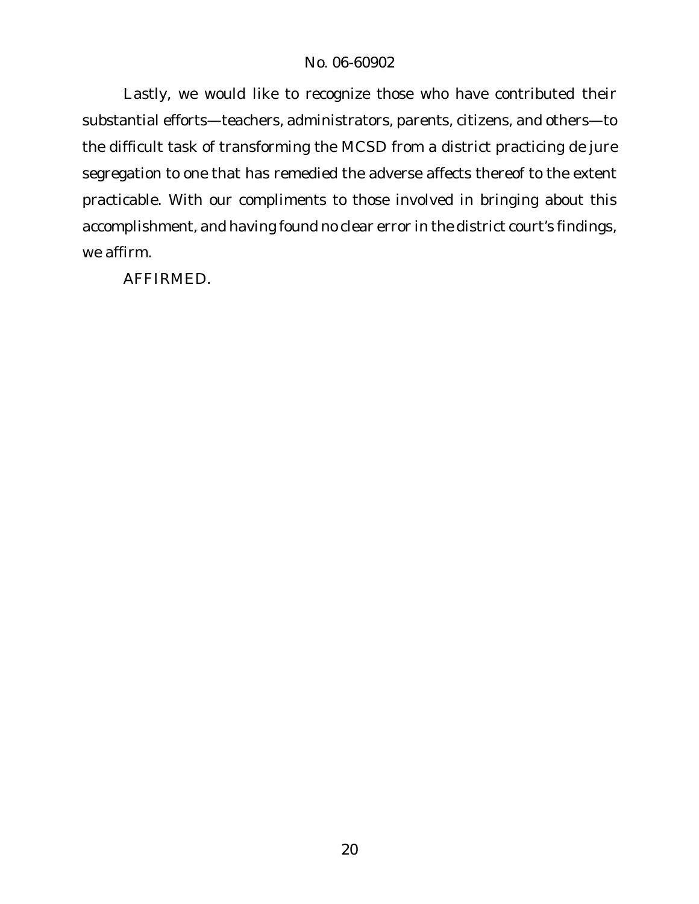Lastly, we would like to recognize those who have contributed their substantial efforts—teachers, administrators, parents, citizens, and others—to the difficult task of transforming the MCSD from a district practicing de jure segregation to one that has remedied the adverse affects thereof to the extent practicable. With our compliments to those involved in bringing about this accomplishment, and having found no clear error in the district court's findings, we affirm.

AFFIRMED.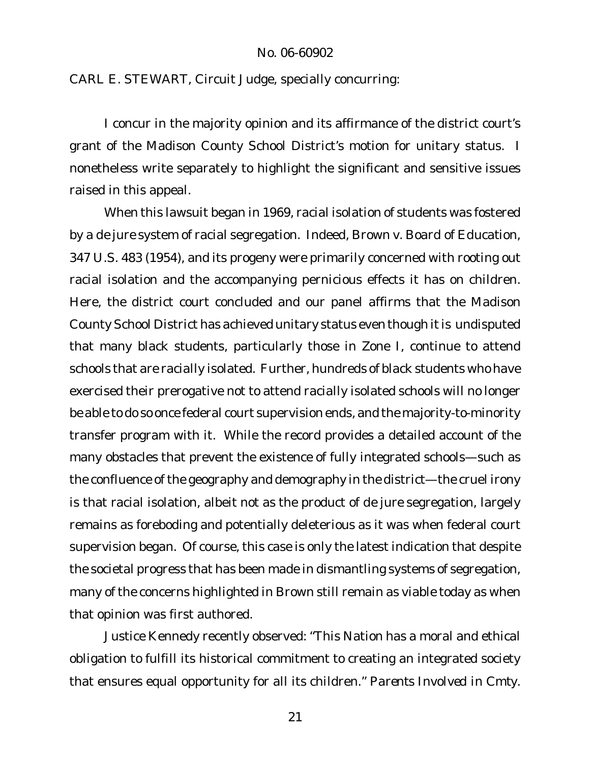CARL E. STEWART, Circuit Judge, specially concurring:

I concur in the majority opinion and its affirmance of the district court's grant of the Madison County School District's motion for unitary status. I nonetheless write separately to highlight the significant and sensitive issues raised in this appeal.

When this lawsuit began in 1969, racial isolation of students was fostered by a de jure system of racial segregation. Indeed, *Brown v. Board of Education*, 347 U.S. 483 (1954), and its progeny were primarily concerned with rooting out racial isolation and the accompanying pernicious effects it has on children. Here, the district court concluded and our panel affirms that the Madison County School District has achieved unitary status even though it is undisputed that many black students, particularly those in Zone I, continue to attend schools that are racially isolated. Further, hundreds of black students who have exercised their prerogative not to attend racially isolated schools will no longer be able to do so once federal court supervision ends, and the majority-to-minority transfer program with it. While the record provides a detailed account of the many obstacles that prevent the existence of fully integrated schools—such as the confluence of the geography and demography in the district—the cruel irony is that racial isolation, albeit not as the product of de jure segregation, largely remains as foreboding and potentially deleterious as it was when federal court supervision began. Of course, this case is only the latest indication that despite the societal progress that has been made in dismantling systems of segregation, many of the concerns highlighted in *Brown* still remain as viable today as when that opinion was first authored.

Justice Kennedy recently observed: "This Nation has a moral and ethical obligation to fulfill its historical commitment to creating an integrated society that ensures equal opportunity for all its children." *Parents Involved in Cmty.*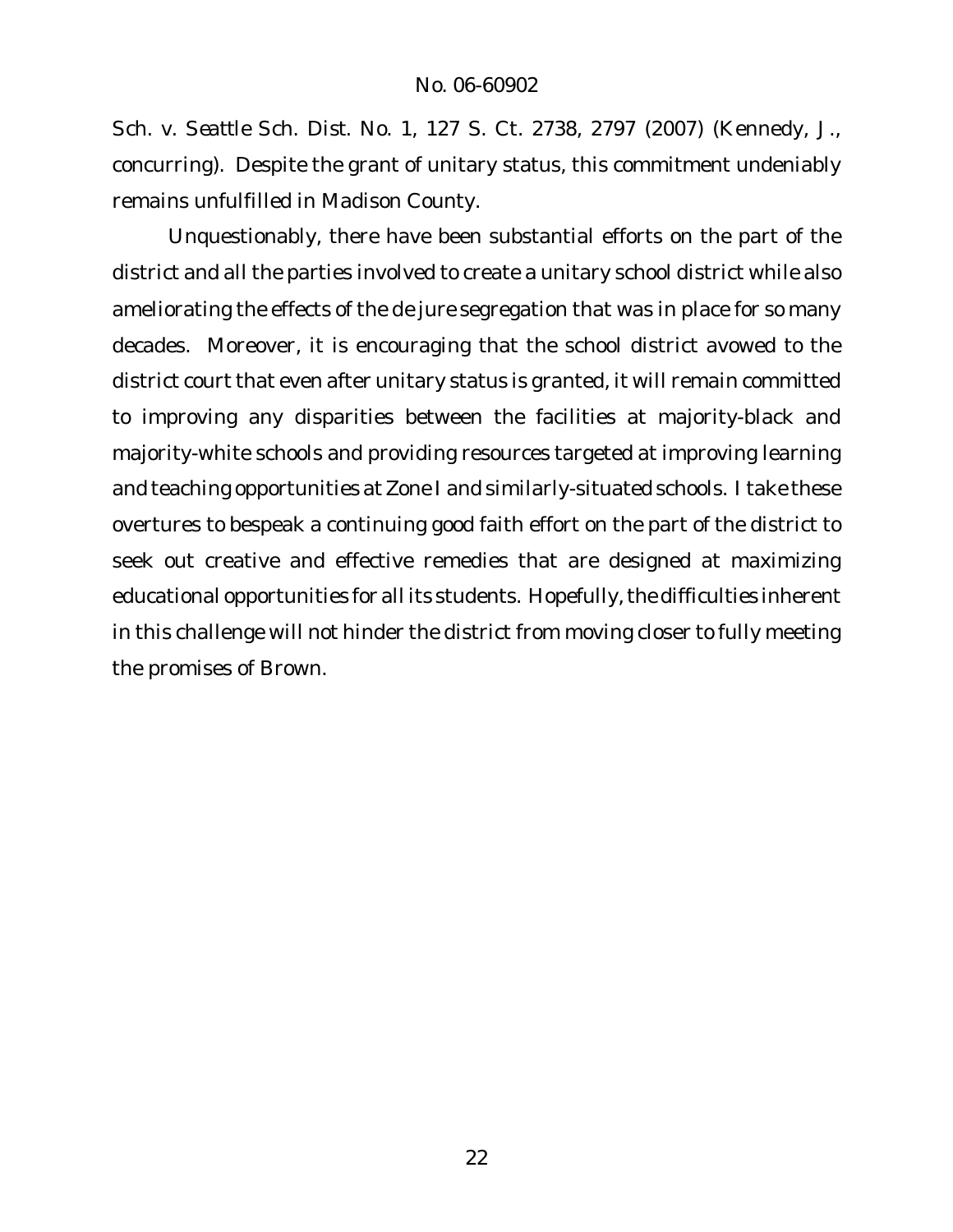Sch. v. Seattle Sch. Dist. No. 1, 127 S. Ct. 2738, 2797 (2007) (Kennedy, J., concurring). Despite the grant of unitary status, this commitment undeniably remains unfulfilled in Madison County.

Unquestionably, there have been substantial efforts on the part of the district and all the parties involved to create a unitary school district while also ameliorating the effects of the de jure segregation that was in place for so many decades. Moreover, it is encouraging that the school district avowed to the district court that even after unitary status is granted, it will remain committed to improving any disparities between the facilities at majority-black and majority-white schools and providing resources targeted at improving learning and teaching opportunities at Zone I and similarly-situated schools. I take these overtures to bespeak a continuing good faith effort on the part of the district to seek out creative and effective remedies that are designed at maximizing educational opportunities for all its students. Hopefully, the difficulties inherent in this challenge will not hinder the district from moving closer to fully meeting the promises of Brown.